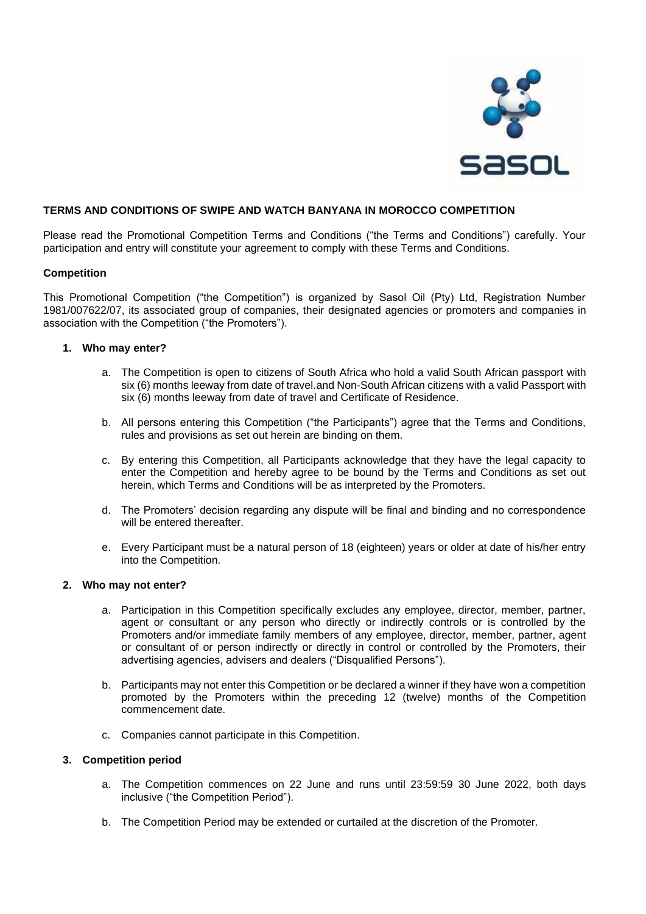**TERMS AND CONDITIONS OF SWIPE AND WATCH BANYANA IN MOROCCO COMPETITION**

Please read the Promotional Competition Terms and Conditions ("the Terms and Conditions") carefully. Your participation and entry will constitute your agreement to comply with these Terms and Conditions.

**Competition**

This Promotional Competition ("the Competition") is organized by Sasol Oil (Pty) Ltd, Registration Number 1981/007622/07, its associated group of companies, their designated agencies or promoters and companies in association with the Competition ("the Promoters").

**1. Who may enter?**

a. The Competition is open to citizens of South Africa who hold a valid South African passport with six (6) months leeway from date of travel.and Non-South African citizens with a valid Passport with six (6) months leeway from date of travel and Certificate of Residence.

b. All persons entering this Competition ("the Participants") agree that the Terms and Conditions, rules and provisions as set out herein are binding on them.

c. By entering this Competition, all Participants acknowledge that they have the legal capacity to enter the Competition and hereby agree to be bound by the Terms and Conditions as set out herein, which Terms and Conditions will be as interpreted by the Promoters.

d. The Promoters' decision regarding any dispute will be final and binding and no correspondence will be entered thereafter.

e. Every Participant must be a natural person of 18 (eighteen) years or older at date of his/her entry into the Competition.

**2. Who may not enter?**

a. Participation in this Competition specifically excludes any employee, director, member, partner, agent or consultant or any person who directly or indirectly controls or is controlled by the Promoters and/or immediate family members of any employee, director, member, partner, agent or consultant of or person indirectly or directly in control or controlled by the Promoters, their advertising agencies, advisers and dealers ("Disqualified Persons").

b. Participants may not enter this Competition or be declared a winner if they have won a competition promoted by the Promoters within the preceding 12 (twelve) months of the Competition commencement date.

c. Companies cannot participate in this Competition.

**3. Competition period**

a. The Competition commences on 22 June and runs until 23:59:59 30 June 2022, both days inclusive ("the Competition Period").

b. The Competition Period may be extended or curtailed at the discretion of the Promoter.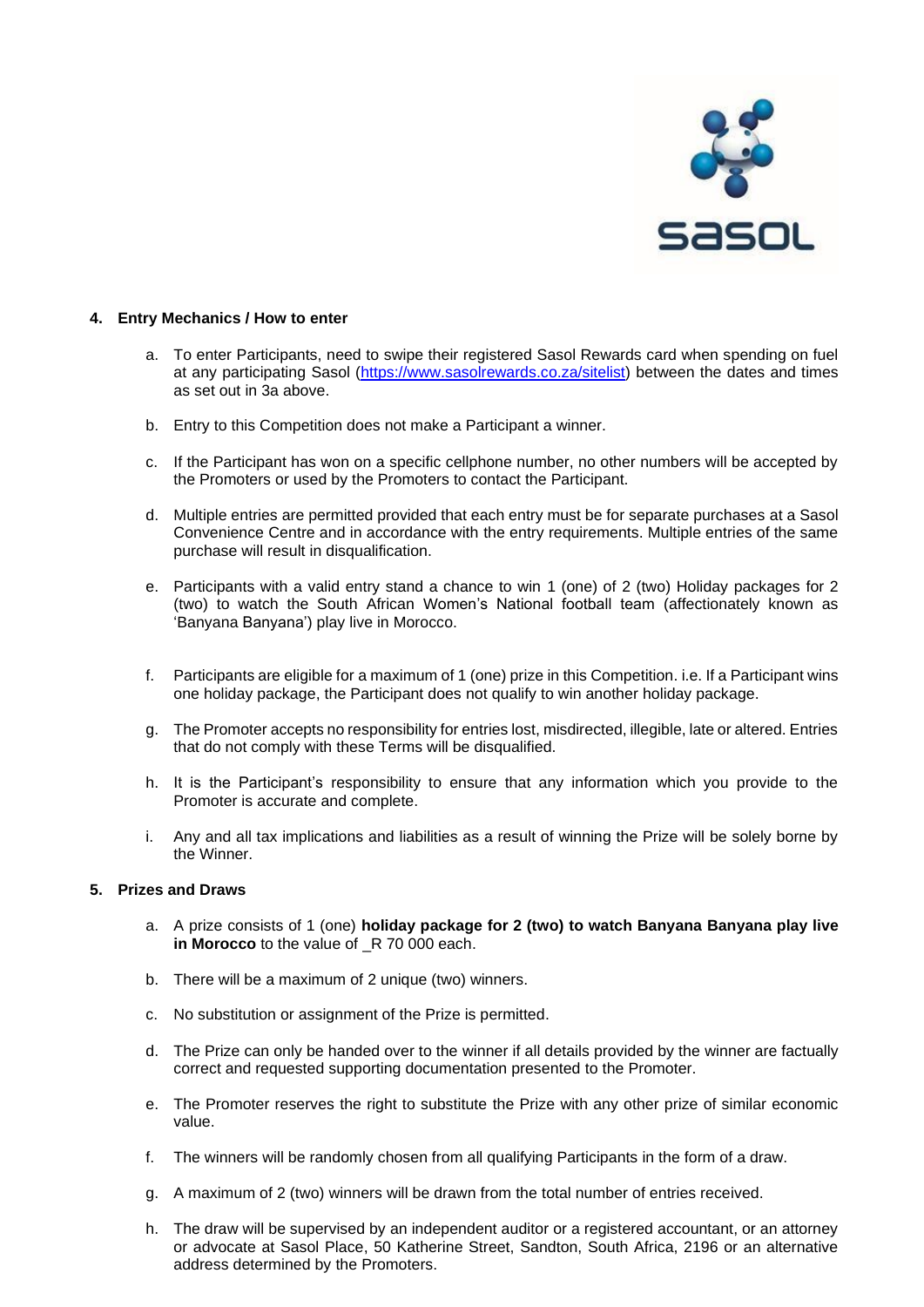## 4. Entry Mechanics / How to enter

a. To enter Participants, need to swipe their registered Sasol Rewards card when spending on fuel at any participating Sasol (https://www.sasolrewards.co.za/sitelist) between the dates and times as set out in 3a above.

b. Entry to this Competition does not make a Participant a winner.

c. If the Participant has won on a specific cellphone number, no other numbers will be accepted by the Promoters or used by the Promoters to contact the Participant.

d. Multiple entries are permitted provided that each entry must be for separate purchases at a Sasol Convenience Centre and in accordance with the entry requirements. Multiple entries of the same purchase will result in disqualification.

e. Participants with a valid entry stand a chance to win 1 (one) of 2 (two) Holiday packages for 2 (two) to watch the South African Women's National football team (affectionately known as 'Banyana Banyana') play live in Morocco.

f. Participants are eligible for a maximum of 1 (one) prize in this Competition. i.e. If a Participant wins one holiday package, the Participant does not qualify to win another holiday package.

g. The Promoter accepts no responsibility for entries lost, misdirected, illegible, late or altered. Entries that do not comply with these Terms will be disqualified.

h. It is the Participant's responsibility to ensure that any information which you provide to the Promoter is accurate and complete.

i. Any and all tax implications and liabilities as a result of winning the Prize will be solely borne by the Winner.

## 5. Prizes and Draws

a. A prize consists of 1 (one) **holiday package for 2 (two) to watch Banyana Banyana play live in Morocco** to the value of _R 70 000 each.

b. There will be a maximum of 2 unique (two) winners.

c. No substitution or assignment of the Prize is permitted.

d. The Prize can only be handed over to the winner if all details provided by the winner are factually correct and requested supporting documentation presented to the Promoter.

e. The Promoter reserves the right to substitute the Prize with any other prize of similar economic value.

f. The winners will be randomly chosen from all qualifying Participants in the form of a draw.

g. A maximum of 2 (two) winners will be drawn from the total number of entries received.

h. The draw will be supervised by an independent auditor or a registered accountant, or an attorney or advocate at Sasol Place, 50 Katherine Street, Sandton, South Africa, 2196 or an alternative address determined by the Promoters.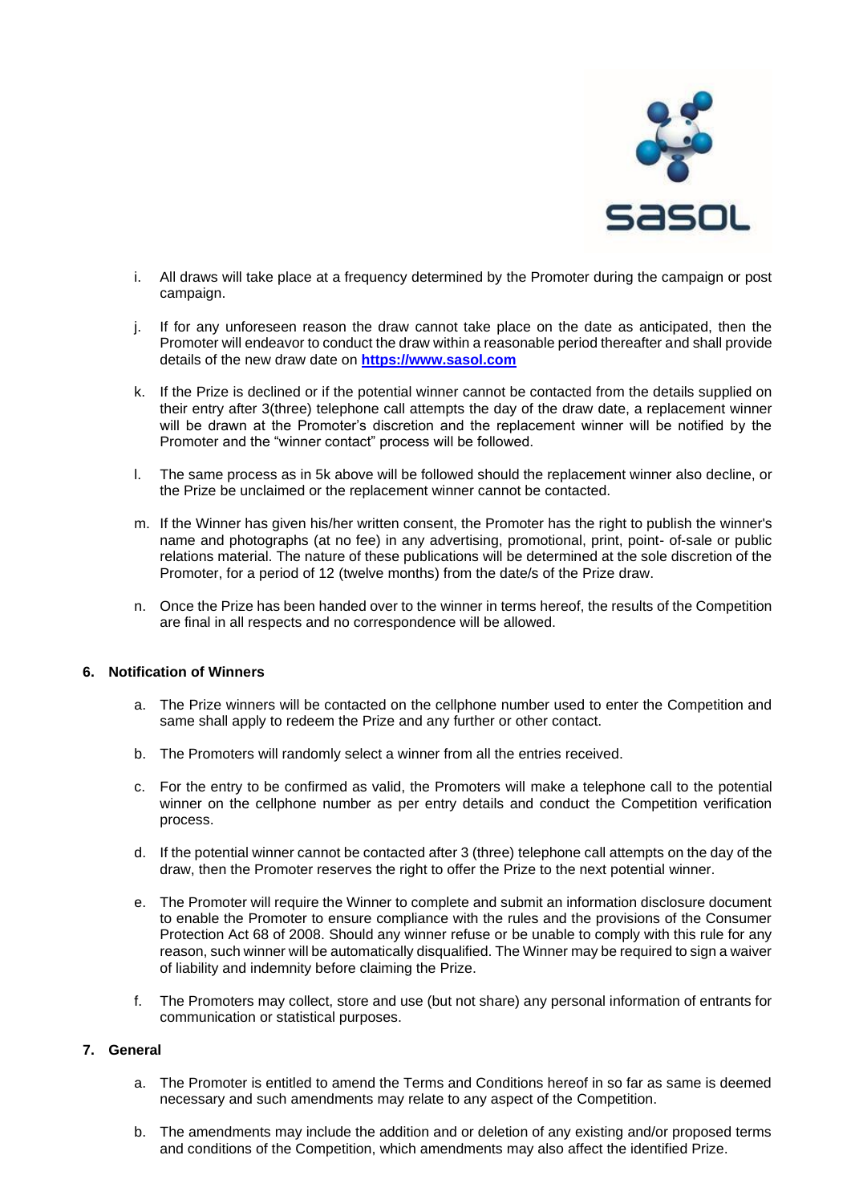i. All draws will take place at a frequency determined by the Promoter during the campaign or post campaign.

j. If for any unforeseen reason the draw cannot take place on the date as anticipated, then the Promoter will endeavor to conduct the draw within a reasonable period thereafter and shall provide details of the new draw date on **https://www.sasol.com**

k. If the Prize is declined or if the potential winner cannot be contacted from the details supplied on their entry after 3(three) telephone call attempts the day of the draw date, a replacement winner will be drawn at the Promoter's discretion and the replacement winner will be notified by the Promoter and the "winner contact" process will be followed.

l. The same process as in 5k above will be followed should the replacement winner also decline, or the Prize be unclaimed or the replacement winner cannot be contacted.

m. If the Winner has given his/her written consent, the Promoter has the right to publish the winner's name and photographs (at no fee) in any advertising, promotional, print, point- of-sale or public relations material. The nature of these publications will be determined at the sole discretion of the Promoter, for a period of 12 (twelve months) from the date/s of the Prize draw.

n. Once the Prize has been handed over to the winner in terms hereof, the results of the Competition are final in all respects and no correspondence will be allowed.

**6. Notification of Winners**

a. The Prize winners will be contacted on the cellphone number used to enter the Competition and same shall apply to redeem the Prize and any further or other contact.

b. The Promoters will randomly select a winner from all the entries received.

c. For the entry to be confirmed as valid, the Promoters will make a telephone call to the potential winner on the cellphone number as per entry details and conduct the Competition verification process.

d. If the potential winner cannot be contacted after 3 (three) telephone call attempts on the day of the draw, then the Promoter reserves the right to offer the Prize to the next potential winner.

e. The Promoter will require the Winner to complete and submit an information disclosure document to enable the Promoter to ensure compliance with the rules and the provisions of the Consumer Protection Act 68 of 2008. Should any winner refuse or be unable to comply with this rule for any reason, such winner will be automatically disqualified. The Winner may be required to sign a waiver of liability and indemnity before claiming the Prize.

f. The Promoters may collect, store and use (but not share) any personal information of entrants for communication or statistical purposes.

**7. General**

a. The Promoter is entitled to amend the Terms and Conditions hereof in so far as same is deemed necessary and such amendments may relate to any aspect of the Competition.

b. The amendments may include the addition and or deletion of any existing and/or proposed terms and conditions of the Competition, which amendments may also affect the identified Prize.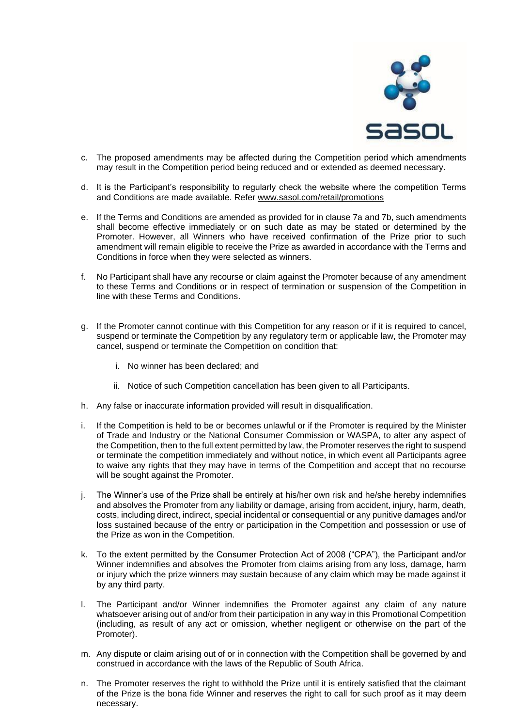c. The proposed amendments may be affected during the Competition period which amendments may result in the Competition period being reduced and or extended as deemed necessary.

d. It is the Participant's responsibility to regularly check the website where the competition Terms and Conditions are made available. Refer www.sasol.com/retail/promotions

e. If the Terms and Conditions are amended as provided for in clause 7a and 7b, such amendments shall become effective immediately or on such date as may be stated or determined by the Promoter. However, all Winners who have received confirmation of the Prize prior to such amendment will remain eligible to receive the Prize as awarded in accordance with the Terms and Conditions in force when they were selected as winners.

f. No Participant shall have any recourse or claim against the Promoter because of any amendment to these Terms and Conditions or in respect of termination or suspension of the Competition in line with these Terms and Conditions.

g. If the Promoter cannot continue with this Competition for any reason or if it is required to cancel, suspend or terminate the Competition by any regulatory term or applicable law, the Promoter may cancel, suspend or terminate the Competition on condition that:

   i. No winner has been declared; and

   ii. Notice of such Competition cancellation has been given to all Participants.

h. Any false or inaccurate information provided will result in disqualification.

i. If the Competition is held to be or becomes unlawful or if the Promoter is required by the Minister of Trade and Industry or the National Consumer Commission or WASPA, to alter any aspect of the Competition, then to the full extent permitted by law, the Promoter reserves the right to suspend or terminate the competition immediately and without notice, in which event all Participants agree to waive any rights that they may have in terms of the Competition and accept that no recourse will be sought against the Promoter.

j. The Winner's use of the Prize shall be entirely at his/her own risk and he/she hereby indemnifies and absolves the Promoter from any liability or damage, arising from accident, injury, harm, death, costs, including direct, indirect, special incidental or consequential or any punitive damages and/or loss sustained because of the entry or participation in the Competition and possession or use of the Prize as won in the Competition.

k. To the extent permitted by the Consumer Protection Act of 2008 ("CPA"), the Participant and/or Winner indemnifies and absolves the Promoter from claims arising from any loss, damage, harm or injury which the prize winners may sustain because of any claim which may be made against it by any third party.

l. The Participant and/or Winner indemnifies the Promoter against any claim of any nature whatsoever arising out of and/or from their participation in any way in this Promotional Competition (including, as result of any act or omission, whether negligent or otherwise on the part of the Promoter).

m. Any dispute or claim arising out of or in connection with the Competition shall be governed by and construed in accordance with the laws of the Republic of South Africa.

n. The Promoter reserves the right to withhold the Prize until it is entirely satisfied that the claimant of the Prize is the bona fide Winner and reserves the right to call for such proof as it may deem necessary.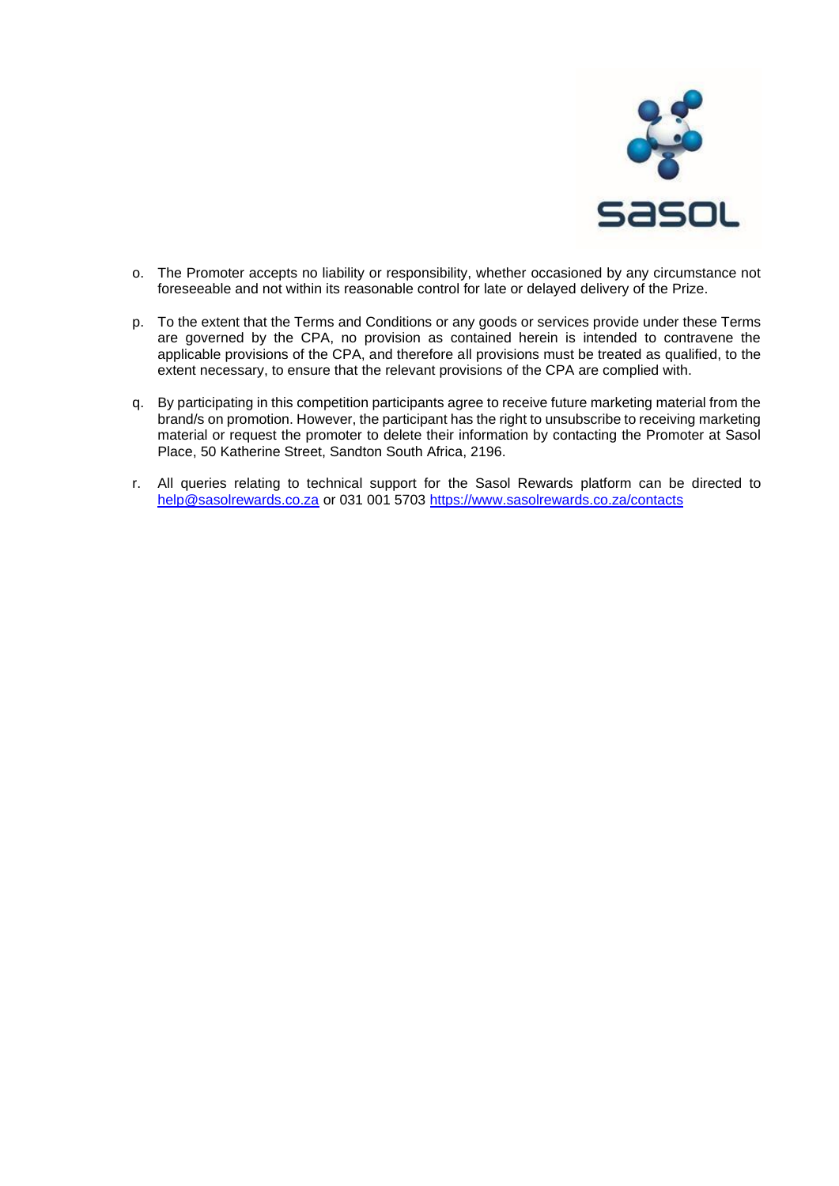o. The Promoter accepts no liability or responsibility, whether occasioned by any circumstance not foreseeable and not within its reasonable control for late or delayed delivery of the Prize.

p. To the extent that the Terms and Conditions or any goods or services provide under these Terms are governed by the CPA, no provision as contained herein is intended to contravene the applicable provisions of the CPA, and therefore all provisions must be treated as qualified, to the extent necessary, to ensure that the relevant provisions of the CPA are complied with.

q. By participating in this competition participants agree to receive future marketing material from the brand/s on promotion. However, the participant has the right to unsubscribe to receiving marketing material or request the promoter to delete their information by contacting the Promoter at Sasol Place, 50 Katherine Street, Sandton South Africa, 2196.

r. All queries relating to technical support for the Sasol Rewards platform can be directed to help@sasolrewards.co.za or 031 001 5703 https://www.sasolrewards.co.za/contacts